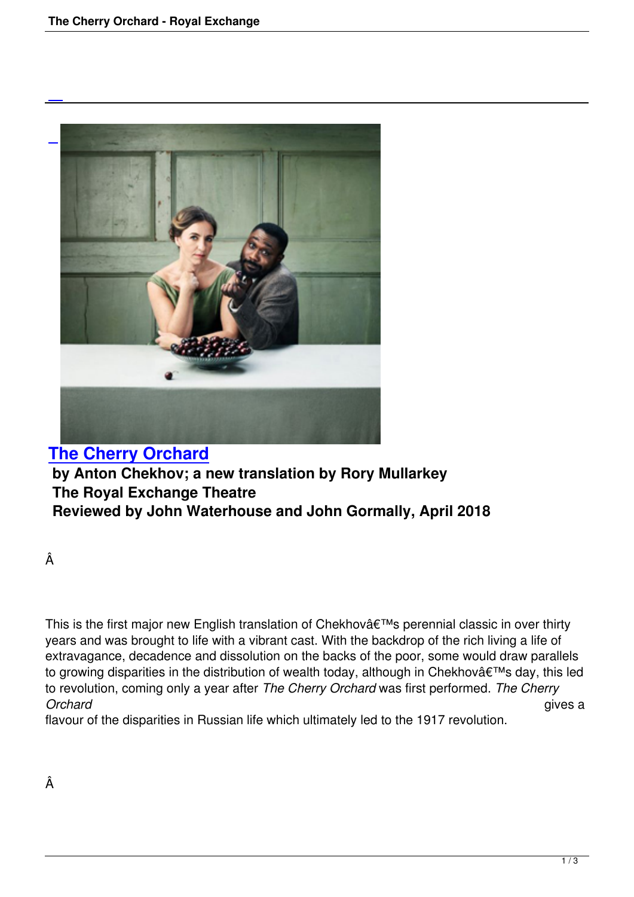# The Cherry Orchard

**by Anton Chekhov; a new translation by Rory Mullarkey**
**The Royal Exchange Theatre**
**Reviewed by John Waterhouse and John Gormally, April 2018**

Â

This is the first major new English translation of Chekhovâ€™s perennial classic in over thirty years and was brought to life with a vibrant cast. With the backdrop of the rich living a life of extravagance, decadence and dissolution on the backs of the poor, some would draw parallels to growing disparities in the distribution of wealth today, although in Chekhovâ€™s day, this led to revolution, coming only a year after *The Cherry Orchard* was first performed. *The Cherry Orchard* gives a flavour of the disparities in Russian life which ultimately led to the 1917 revolution.

Â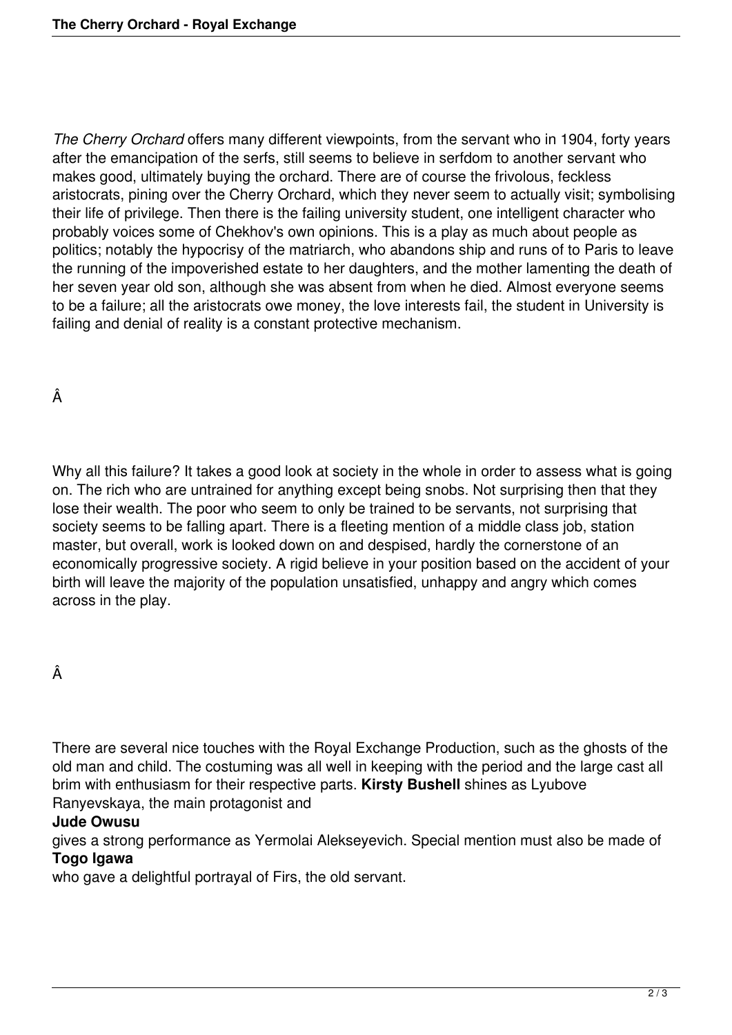*The Cherry Orchard* offers many different viewpoints, from the servant who in 1904, forty years after the emancipation of the serfs, still seems to believe in serfdom to another servant who makes good, ultimately buying the orchard. There are of course the frivolous, feckless aristocrats, pining over the Cherry Orchard, which they never seem to actually visit; symbolising their life of privilege. Then there is the failing university student, one intelligent character who probably voices some of Chekhov's own opinions. This is a play as much about people as politics; notably the hypocrisy of the matriarch, who abandons ship and runs of to Paris to leave the running of the impoverished estate to her daughters, and the mother lamenting the death of her seven year old son, although she was absent from when he died. Almost everyone seems to be a failure; all the aristocrats owe money, the love interests fail, the student in University is failing and denial of reality is a constant protective mechanism.

Why all this failure? It takes a good look at society in the whole in order to assess what is going on. The rich who are untrained for anything except being snobs. Not surprising then that they lose their wealth. The poor who seem to only be trained to be servants, not surprising that society seems to be falling apart. There is a fleeting mention of a middle class job, station master, but overall, work is looked down on and despised, hardly the cornerstone of an economically progressive society. A rigid believe in your position based on the accident of your birth will leave the majority of the population unsatisfied, unhappy and angry which comes across in the play.

There are several nice touches with the Royal Exchange Production, such as the ghosts of the old man and child. The costuming was all well in keeping with the period and the large cast all brim with enthusiasm for their respective parts. **Kirsty Bushell** shines as Lyubove Ranyevskaya, the main protagonist and **Jude Owusu** gives a strong performance as Yermolai Alekseyevich. Special mention must also be made of **Togo Igawa** who gave a delightful portrayal of Firs, the old servant.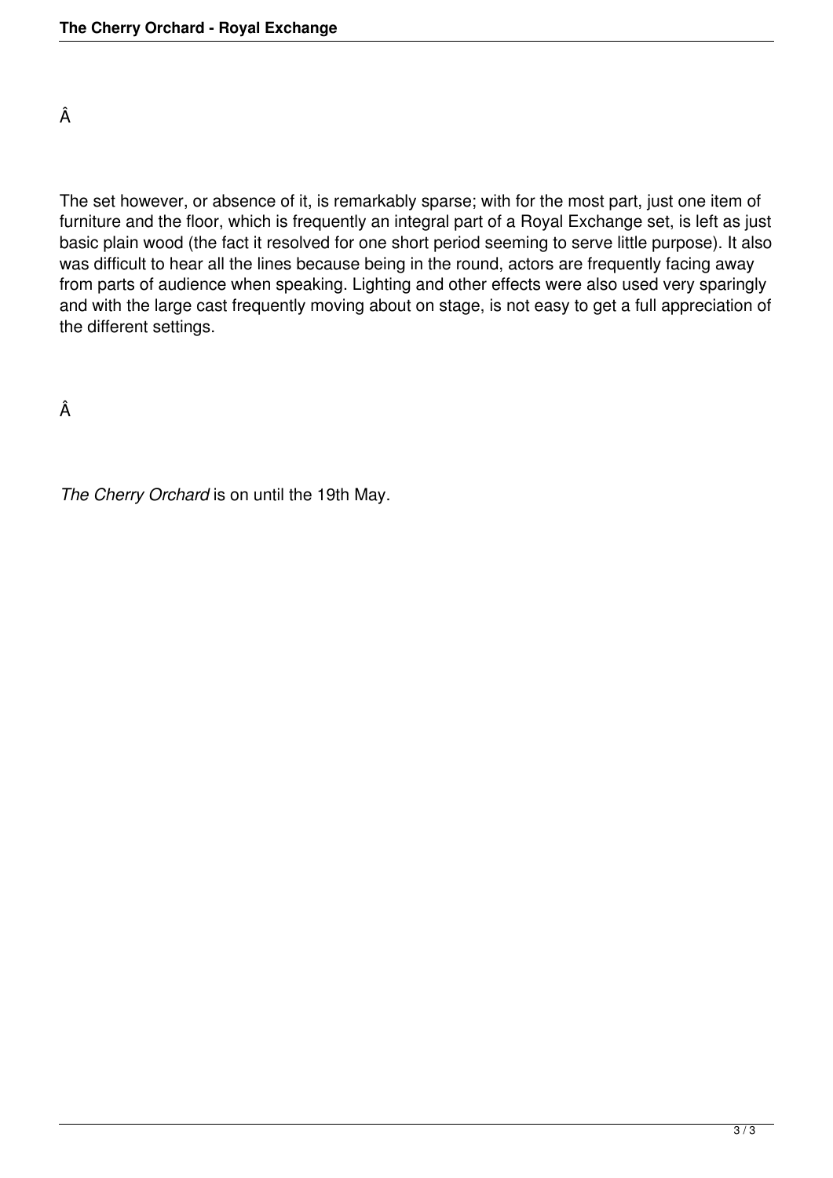Â

The set however, or absence of it, is remarkably sparse; with for the most part, just one item of furniture and the floor, which is frequently an integral part of a Royal Exchange set, is left as just basic plain wood (the fact it resolved for one short period seeming to serve little purpose). It also was difficult to hear all the lines because being in the round, actors are frequently facing away from parts of audience when speaking. Lighting and other effects were also used very sparingly and with the large cast frequently moving about on stage, is not easy to get a full appreciation of the different settings.

Â

*The Cherry Orchard* is on until the 19th May.